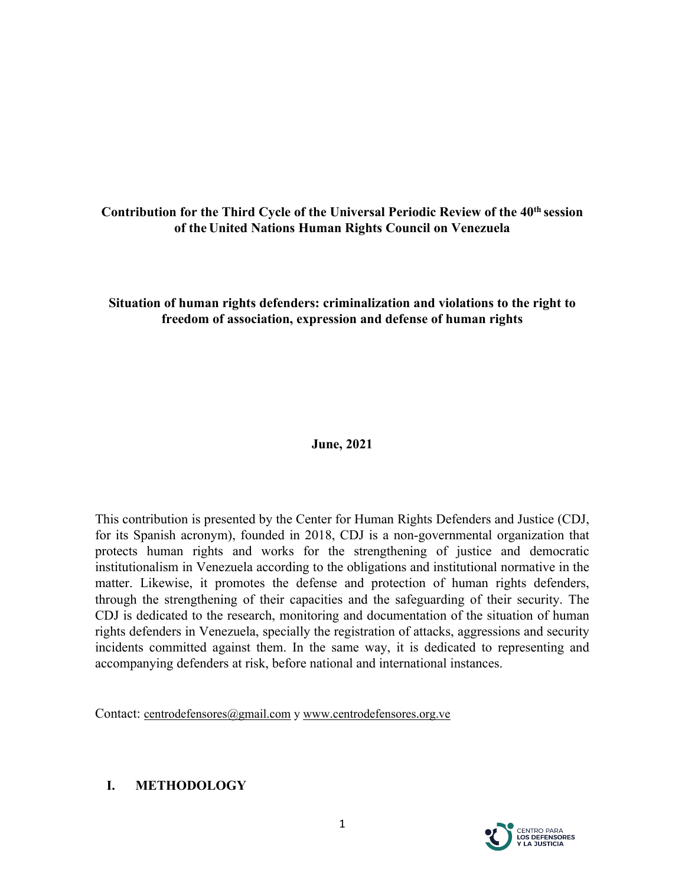**Contribution for the Third Cycle of the Universal Periodic Review of the 40th session of the United Nations Human Rights Council on Venezuela**

**Situation of human rights defenders: criminalization and violations to the right to freedom of association, expression and defense of human rights**

**June, 2021**

This contribution is presented by the Center for Human Rights Defenders and Justice (CDJ, for its Spanish acronym), founded in 2018, CDJ is a non-governmental organization that protects human rights and works for the strengthening of justice and democratic institutionalism in Venezuela according to the obligations and institutional normative in the matter. Likewise, it promotes the defense and protection of human rights defenders, through the strengthening of their capacities and the safeguarding of their security. The CDJ is dedicated to the research, monitoring and documentation of the situation of human rights defenders in Venezuela, specially the registration of attacks, aggressions and security incidents committed against them. In the same way, it is dedicated to representing and accompanying defenders at risk, before national and international instances.

Contact: centrodefensores@gmail.com y www.centrodefensores.org.ve

## I. METHODOLOGY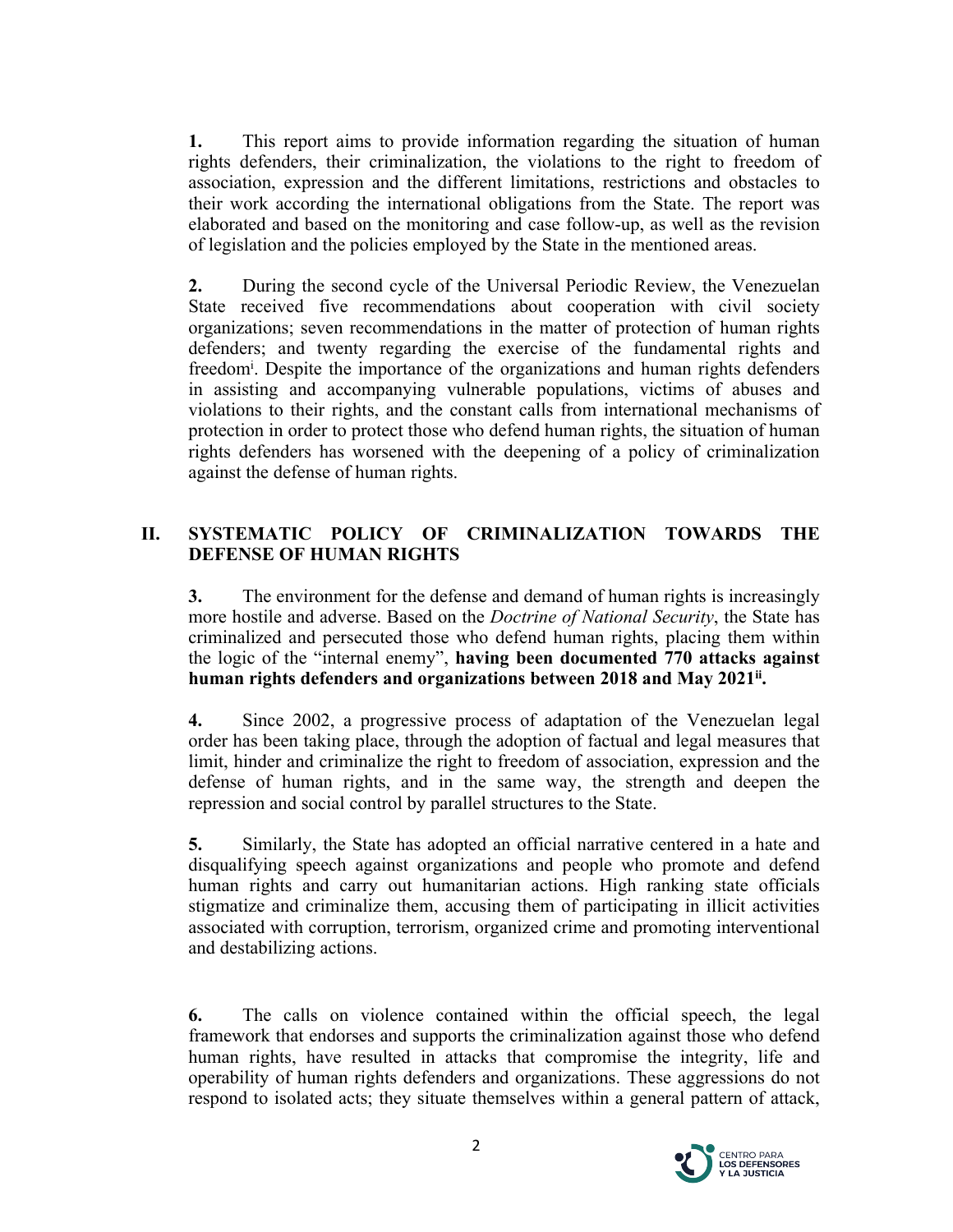**1.** This report aims to provide information regarding the situation of human rights defenders, their criminalization, the violations to the right to freedom of association, expression and the different limitations, restrictions and obstacles to their work according the international obligations from the State. The report was elaborated and based on the monitoring and case follow-up, as well as the revision of legislation and the policies employed by the State in the mentioned areas.

**2.** During the second cycle of the Universal Periodic Review, the Venezuelan State received five recommendations about cooperation with civil society organizations; seven recommendations in the matter of protection of human rights defenders; and twenty regarding the exercise of the fundamental rights and freedom[i]. Despite the importance of the organizations and human rights defenders in assisting and accompanying vulnerable populations, victims of abuses and violations to their rights, and the constant calls from international mechanisms of protection in order to protect those who defend human rights, the situation of human rights defenders has worsened with the deepening of a policy of criminalization against the defense of human rights.

## II. SYSTEMATIC POLICY OF CRIMINALIZATION TOWARDS THE DEFENSE OF HUMAN RIGHTS

**3.** The environment for the defense and demand of human rights is increasingly more hostile and adverse. Based on the *Doctrine of National Security*, the State has criminalized and persecuted those who defend human rights, placing them within the logic of the "internal enemy", **having been documented 770 attacks against human rights defenders and organizations between 2018 and May 2021[ii].**

**4.** Since 2002, a progressive process of adaptation of the Venezuelan legal order has been taking place, through the adoption of factual and legal measures that limit, hinder and criminalize the right to freedom of association, expression and the defense of human rights, and in the same way, the strength and deepen the repression and social control by parallel structures to the State.

**5.** Similarly, the State has adopted an official narrative centered in a hate and disqualifying speech against organizations and people who promote and defend human rights and carry out humanitarian actions. High ranking state officials stigmatize and criminalize them, accusing them of participating in illicit activities associated with corruption, terrorism, organized crime and promoting interventional and destabilizing actions.

**6.** The calls on violence contained within the official speech, the legal framework that endorses and supports the criminalization against those who defend human rights, have resulted in attacks that compromise the integrity, life and operability of human rights defenders and organizations. These aggressions do not respond to isolated acts; they situate themselves within a general pattern of attack,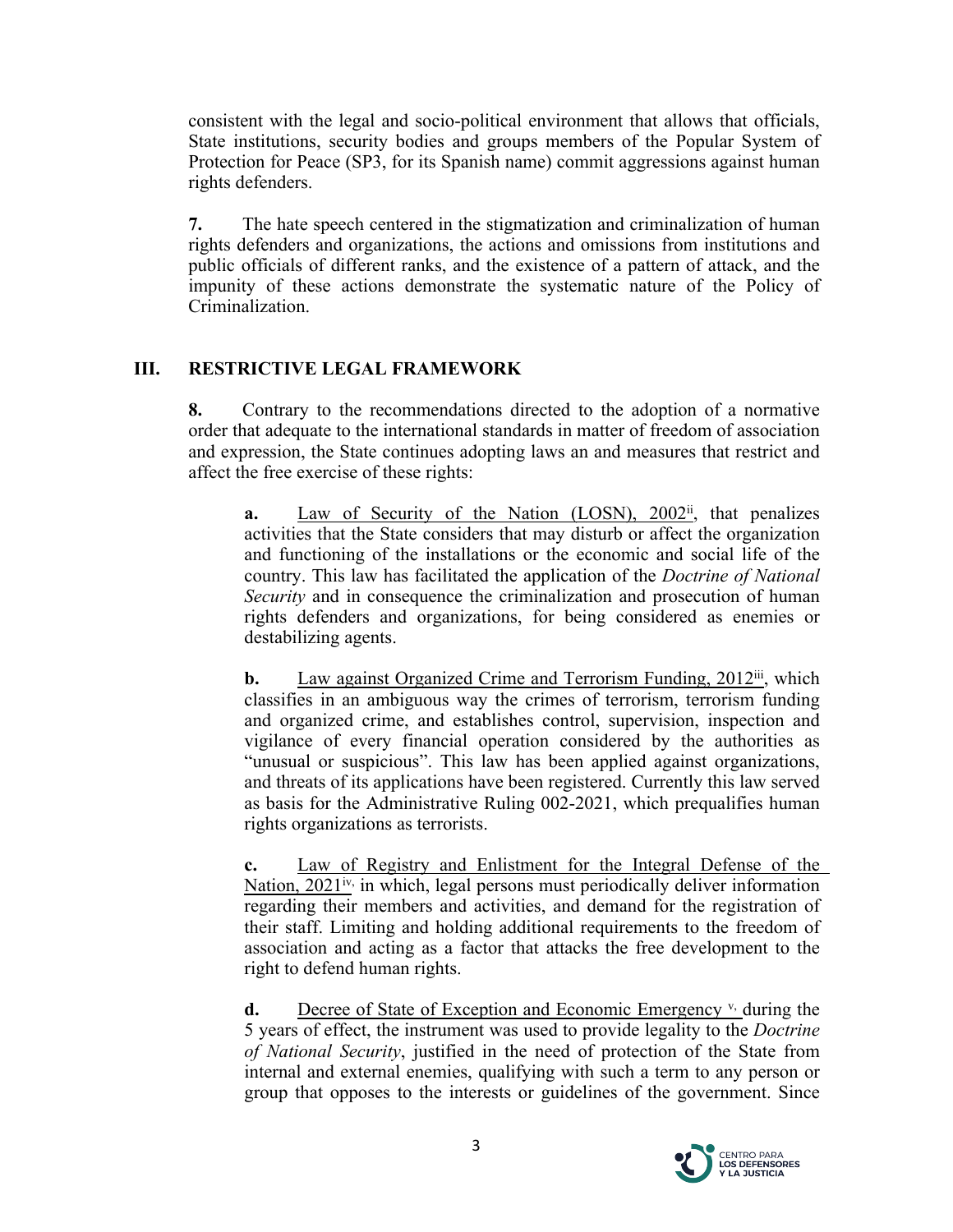consistent with the legal and socio-political environment that allows that officials, State institutions, security bodies and groups members of the Popular System of Protection for Peace (SP3, for its Spanish name) commit aggressions against human rights defenders.

**7.** The hate speech centered in the stigmatization and criminalization of human rights defenders and organizations, the actions and omissions from institutions and public officials of different ranks, and the existence of a pattern of attack, and the impunity of these actions demonstrate the systematic nature of the Policy of Criminalization.

## III. RESTRICTIVE LEGAL FRAMEWORK

**8.** Contrary to the recommendations directed to the adoption of a normative order that adequate to the international standards in matter of freedom of association and expression, the State continues adopting laws an and measures that restrict and affect the free exercise of these rights:

**a.** Law of Security of the Nation (LOSN), 2002[ii], that penalizes activities that the State considers that may disturb or affect the organization and functioning of the installations or the economic and social life of the country. This law has facilitated the application of the *Doctrine of National Security* and in consequence the criminalization and prosecution of human rights defenders and organizations, for being considered as enemies or destabilizing agents.

**b.** Law against Organized Crime and Terrorism Funding, 2012[iii], which classifies in an ambiguous way the crimes of terrorism, terrorism funding and organized crime, and establishes control, supervision, inspection and vigilance of every financial operation considered by the authorities as "unusual or suspicious". This law has been applied against organizations, and threats of its applications have been registered. Currently this law served as basis for the Administrative Ruling 002-2021, which prequalifies human rights organizations as terrorists.

**c.** Law of Registry and Enlistment for the Integral Defense of the Nation, 2021[iv], in which, legal persons must periodically deliver information regarding their members and activities, and demand for the registration of their staff. Limiting and holding additional requirements to the freedom of association and acting as a factor that attacks the free development to the right to defend human rights.

**d.** Decree of State of Exception and Economic Emergency [v], during the 5 years of effect, the instrument was used to provide legality to the *Doctrine of National Security*, justified in the need of protection of the State from internal and external enemies, qualifying with such a term to any person or group that opposes to the interests or guidelines of the government. Since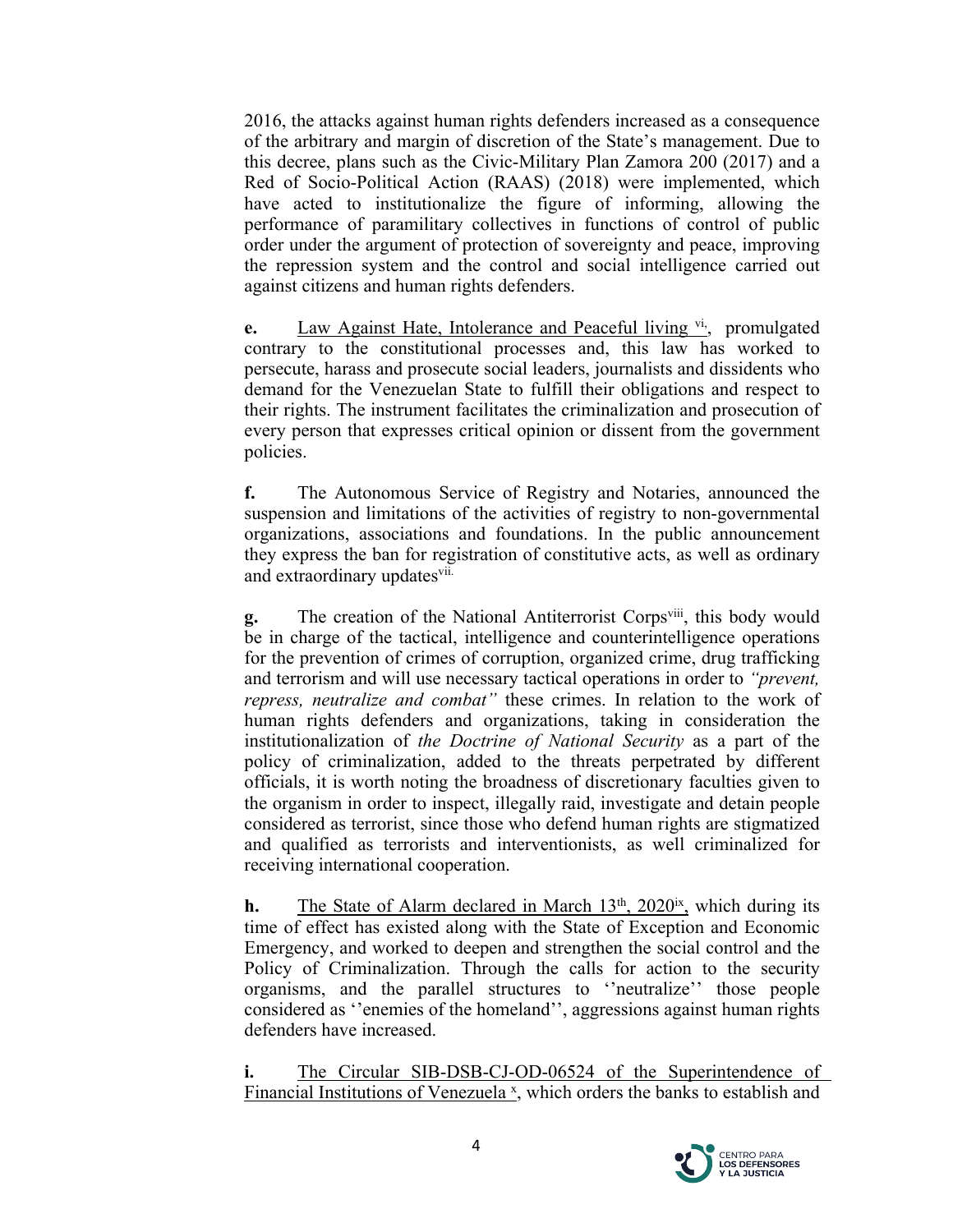2016, the attacks against human rights defenders increased as a consequence of the arbitrary and margin of discretion of the State's management. Due to this decree, plans such as the Civic-Military Plan Zamora 200 (2017) and a Red of Socio-Political Action (RAAS) (2018) were implemented, which have acted to institutionalize the figure of informing, allowing the performance of paramilitary collectives in functions of control of public order under the argument of protection of sovereignty and peace, improving the repression system and the control and social intelligence carried out against citizens and human rights defenders.

**e.** Law Against Hate, Intolerance and Peaceful living [vi], promulgated contrary to the constitutional processes and, this law has worked to persecute, harass and prosecute social leaders, journalists and dissidents who demand for the Venezuelan State to fulfill their obligations and respect to their rights. The instrument facilitates the criminalization and prosecution of every person that expresses critical opinion or dissent from the government policies.

**f.** The Autonomous Service of Registry and Notaries, announced the suspension and limitations of the activities of registry to non-governmental organizations, associations and foundations. In the public announcement they express the ban for registration of constitutive acts, as well as ordinary and extraordinary updates[vii].

**g.** The creation of the National Antiterrorist Corps[viii], this body would be in charge of the tactical, intelligence and counterintelligence operations for the prevention of crimes of corruption, organized crime, drug trafficking and terrorism and will use necessary tactical operations in order to *"prevent, repress, neutralize and combat"* these crimes. In relation to the work of human rights defenders and organizations, taking in consideration the institutionalization of *the Doctrine of National Security* as a part of the policy of criminalization, added to the threats perpetrated by different officials, it is worth noting the broadness of discretionary faculties given to the organism in order to inspect, illegally raid, investigate and detain people considered as terrorist, since those who defend human rights are stigmatized and qualified as terrorists and interventionists, as well criminalized for receiving international cooperation.

**h.** The State of Alarm declared in March 13th, 2020[ix], which during its time of effect has existed along with the State of Exception and Economic Emergency, and worked to deepen and strengthen the social control and the Policy of Criminalization. Through the calls for action to the security organisms, and the parallel structures to ''neutralize'' those people considered as ''enemies of the homeland'', aggressions against human rights defenders have increased.

**i.** The Circular SIB-DSB-CJ-OD-06524 of the Superintendence of Financial Institutions of Venezuela [x], which orders the banks to establish and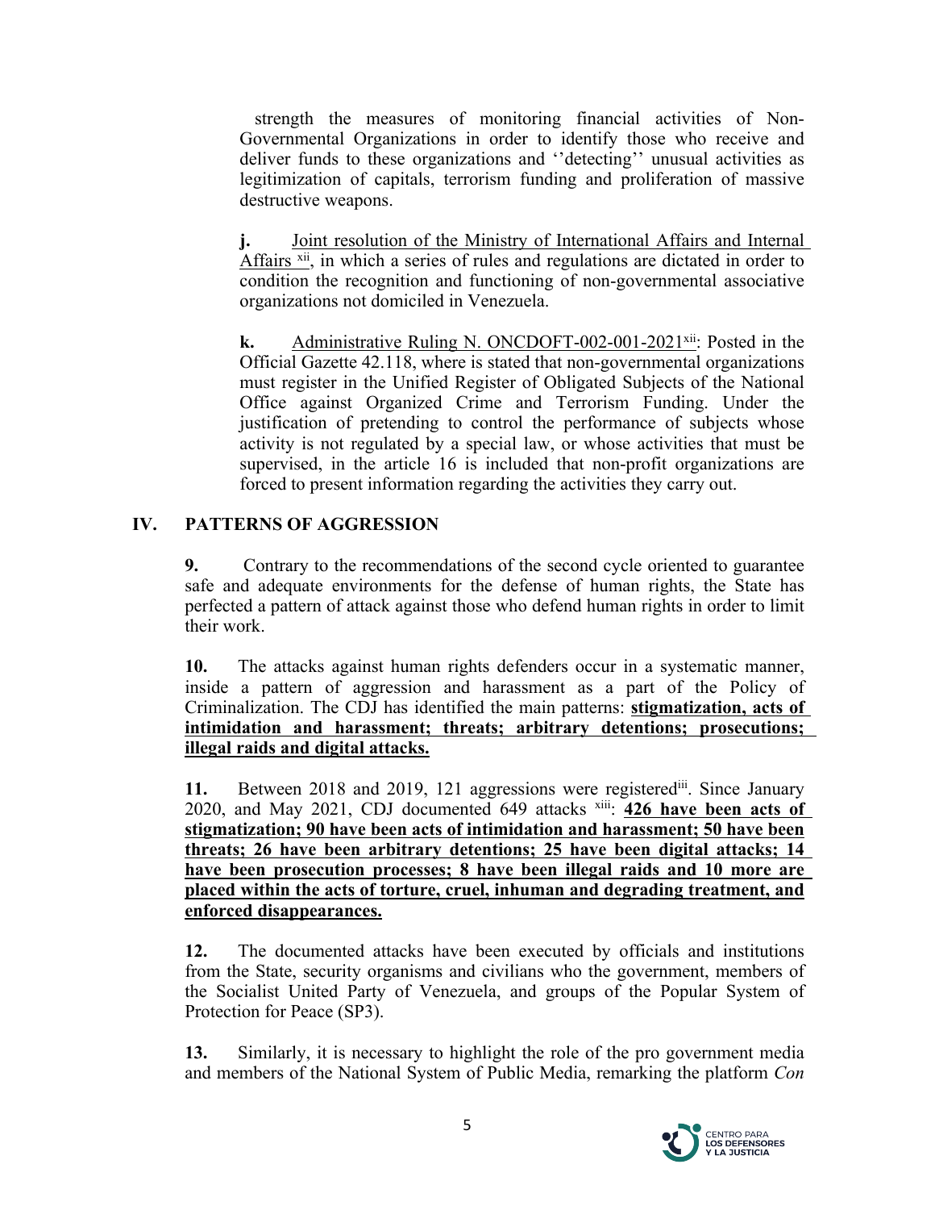strength the measures of monitoring financial activities of Non-Governmental Organizations in order to identify those who receive and deliver funds to these organizations and ''detecting'' unusual activities as legitimization of capitals, terrorism funding and proliferation of massive destructive weapons.

**j.** Joint resolution of the Ministry of International Affairs and Internal Affairs [xii], in which a series of rules and regulations are dictated in order to condition the recognition and functioning of non-governmental associative organizations not domiciled in Venezuela.

**k.** Administrative Ruling N. ONCDOFT-002-001-2021[xii]: Posted in the Official Gazette 42.118, where is stated that non-governmental organizations must register in the Unified Register of Obligated Subjects of the National Office against Organized Crime and Terrorism Funding. Under the justification of pretending to control the performance of subjects whose activity is not regulated by a special law, or whose activities that must be supervised, in the article 16 is included that non-profit organizations are forced to present information regarding the activities they carry out.

## IV. PATTERNS OF AGGRESSION

**9.** Contrary to the recommendations of the second cycle oriented to guarantee safe and adequate environments for the defense of human rights, the State has perfected a pattern of attack against those who defend human rights in order to limit their work.

**10.** The attacks against human rights defenders occur in a systematic manner, inside a pattern of aggression and harassment as a part of the Policy of Criminalization. The CDJ has identified the main patterns: **stigmatization, acts of intimidation and harassment; threats; arbitrary detentions; prosecutions; illegal raids and digital attacks.**

**11.** Between 2018 and 2019, 121 aggressions were registered[iii]. Since January 2020, and May 2021, CDJ documented 649 attacks [xiii]: **426 have been acts of stigmatization; 90 have been acts of intimidation and harassment; 50 have been threats; 26 have been arbitrary detentions; 25 have been digital attacks; 14 have been prosecution processes; 8 have been illegal raids and 10 more are placed within the acts of torture, cruel, inhuman and degrading treatment, and enforced disappearances.**

**12.** The documented attacks have been executed by officials and institutions from the State, security organisms and civilians who the government, members of the Socialist United Party of Venezuela, and groups of the Popular System of Protection for Peace (SP3).

**13.** Similarly, it is necessary to highlight the role of the pro government media and members of the National System of Public Media, remarking the platform *Con*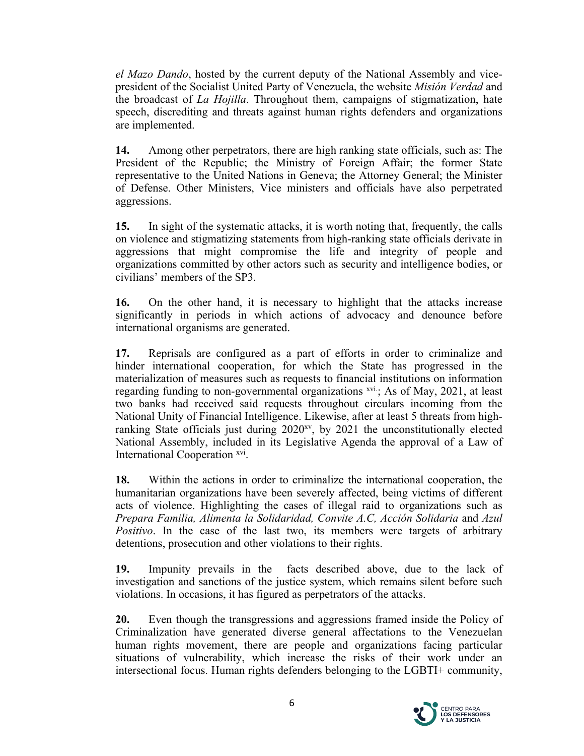*el Mazo Dando*, hosted by the current deputy of the National Assembly and vice-president of the Socialist United Party of Venezuela, the website *Misión Verdad* and the broadcast of *La Hojilla*. Throughout them, campaigns of stigmatization, hate speech, discrediting and threats against human rights defenders and organizations are implemented.

**14.** Among other perpetrators, there are high ranking state officials, such as: The President of the Republic; the Ministry of Foreign Affair; the former State representative to the United Nations in Geneva; the Attorney General; the Minister of Defense. Other Ministers, Vice ministers and officials have also perpetrated aggressions.

**15.** In sight of the systematic attacks, it is worth noting that, frequently, the calls on violence and stigmatizing statements from high-ranking state officials derivate in aggressions that might compromise the life and integrity of people and organizations committed by other actors such as security and intelligence bodies, or civilians' members of the SP3.

**16.** On the other hand, it is necessary to highlight that the attacks increase significantly in periods in which actions of advocacy and denounce before international organisms are generated.

**17.** Reprisals are configured as a part of efforts in order to criminalize and hinder international cooperation, for which the State has progressed in the materialization of measures such as requests to financial institutions on information regarding funding to non-governmental organizations [xvi.]; As of May, 2021, at least two banks had received said requests throughout circulars incoming from the National Unity of Financial Intelligence. Likewise, after at least 5 threats from high-ranking State officials just during 2020[xv], by 2021 the unconstitutionally elected National Assembly, included in its Legislative Agenda the approval of a Law of International Cooperation [xvi].

**18.** Within the actions in order to criminalize the international cooperation, the humanitarian organizations have been severely affected, being victims of different acts of violence. Highlighting the cases of illegal raid to organizations such as *Prepara Familia, Alimenta la Solidaridad, Convite A.C, Acción Solidaria* and *Azul Positivo*. In the case of the last two, its members were targets of arbitrary detentions, prosecution and other violations to their rights.

**19.** Impunity prevails in the facts described above, due to the lack of investigation and sanctions of the justice system, which remains silent before such violations. In occasions, it has figured as perpetrators of the attacks.

**20.** Even though the transgressions and aggressions framed inside the Policy of Criminalization have generated diverse general affectations to the Venezuelan human rights movement, there are people and organizations facing particular situations of vulnerability, which increase the risks of their work under an intersectional focus. Human rights defenders belonging to the LGBTI+ community,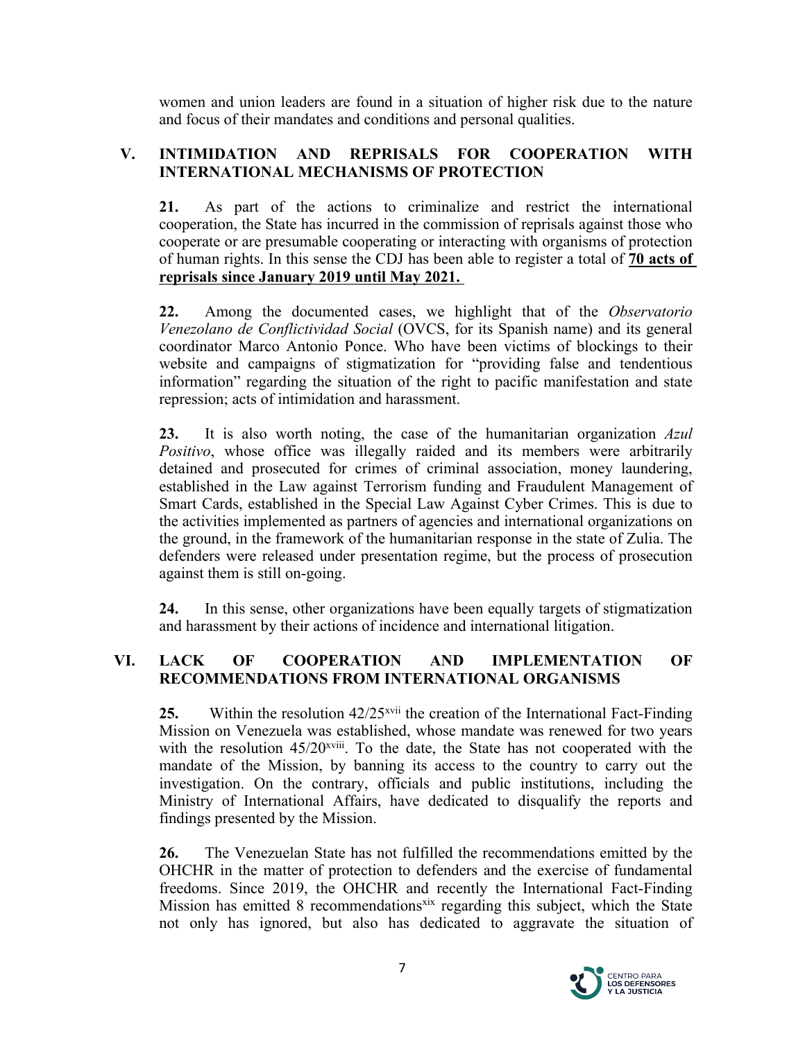women and union leaders are found in a situation of higher risk due to the nature and focus of their mandates and conditions and personal qualities.

## V. INTIMIDATION AND REPRISALS FOR COOPERATION WITH INTERNATIONAL MECHANISMS OF PROTECTION

**21.** As part of the actions to criminalize and restrict the international cooperation, the State has incurred in the commission of reprisals against those who cooperate or are presumable cooperating or interacting with organisms of protection of human rights. In this sense the CDJ has been able to register a total of **70 acts of reprisals since January 2019 until May 2021.**

**22.** Among the documented cases, we highlight that of the *Observatorio Venezolano de Conflictividad Social* (OVCS, for its Spanish name) and its general coordinator Marco Antonio Ponce. Who have been victims of blockings to their website and campaigns of stigmatization for "providing false and tendentious information" regarding the situation of the right to pacific manifestation and state repression; acts of intimidation and harassment.

**23.** It is also worth noting, the case of the humanitarian organization *Azul Positivo*, whose office was illegally raided and its members were arbitrarily detained and prosecuted for crimes of criminal association, money laundering, established in the Law against Terrorism funding and Fraudulent Management of Smart Cards, established in the Special Law Against Cyber Crimes. This is due to the activities implemented as partners of agencies and international organizations on the ground, in the framework of the humanitarian response in the state of Zulia. The defenders were released under presentation regime, but the process of prosecution against them is still on-going.

**24.** In this sense, other organizations have been equally targets of stigmatization and harassment by their actions of incidence and international litigation.

## VI. LACK OF COOPERATION AND IMPLEMENTATION OF RECOMMENDATIONS FROM INTERNATIONAL ORGANISMS

**25.** Within the resolution 42/25[xvii] the creation of the International Fact-Finding Mission on Venezuela was established, whose mandate was renewed for two years with the resolution 45/20[xviii]. To the date, the State has not cooperated with the mandate of the Mission, by banning its access to the country to carry out the investigation. On the contrary, officials and public institutions, including the Ministry of International Affairs, have dedicated to disqualify the reports and findings presented by the Mission.

**26.** The Venezuelan State has not fulfilled the recommendations emitted by the OHCHR in the matter of protection to defenders and the exercise of fundamental freedoms. Since 2019, the OHCHR and recently the International Fact-Finding Mission has emitted 8 recommendations[xix] regarding this subject, which the State not only has ignored, but also has dedicated to aggravate the situation of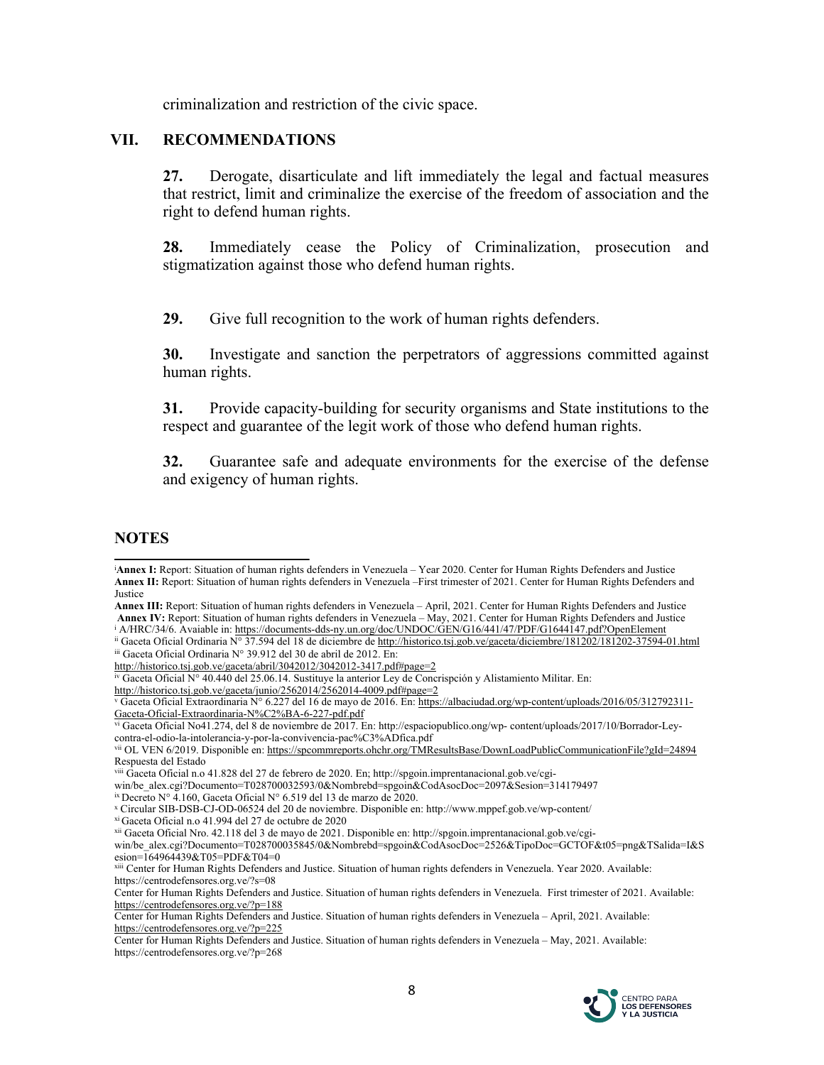criminalization and restriction of the civic space.

## VII. RECOMMENDATIONS

**27.** Derogate, disarticulate and lift immediately the legal and factual measures that restrict, limit and criminalize the exercise of the freedom of association and the right to defend human rights.

**28.** Immediately cease the Policy of Criminalization, prosecution and stigmatization against those who defend human rights.

**29.** Give full recognition to the work of human rights defenders.

**30.** Investigate and sanction the perpetrators of aggressions committed against human rights.

**31.** Provide capacity-building for security organisms and State institutions to the respect and guarantee of the legit work of those who defend human rights.

**32.** Guarantee safe and adequate environments for the exercise of the defense and exigency of human rights.

## NOTES

[i]**Annex I:** Report: Situation of human rights defenders in Venezuela – Year 2020. Center for Human Rights Defenders and Justice
**Annex II:** Report: Situation of human rights defenders in Venezuela –First trimester of 2021. Center for Human Rights Defenders and Justice
**Annex III:** Report: Situation of human rights defenders in Venezuela – April, 2021. Center for Human Rights Defenders and Justice
**Annex IV:** Report: Situation of human rights defenders in Venezuela – May, 2021. Center for Human Rights Defenders and Justice

[i] A/HRC/34/6. Avaiable in: https://documents-dds-ny.un.org/doc/UNDOC/GEN/G16/441/47/PDF/G1644147.pdf?OpenElement

[ii] Gaceta Oficial Ordinaria N° 37.594 del 18 de diciembre de http://historico.tsj.gob.ve/gaceta/diciembre/181202/181202-37594-01.html

[iii] Gaceta Oficial Ordinaria N° 39.912 del 30 de abril de 2012. En: http://historico.tsj.gob.ve/gaceta/abril/3042012/3042012-3417.pdf#page=2

[iv] Gaceta Oficial N° 40.440 del 25.06.14. Sustituye la anterior Ley de Concrispción y Alistamiento Militar. En: http://historico.tsj.gob.ve/gaceta/junio/2562014/2562014-4009.pdf#page=2

[v] Gaceta Oficial Extraordinaria N° 6.227 del 16 de mayo de 2016. En: https://albaciudad.org/wp-content/uploads/2016/05/312792311-Gaceta-Oficial-Extraordinaria-N%C2%BA-6-227-pdf.pdf

[vi] Gaceta Oficial No41.274, del 8 de noviembre de 2017. En: http://espaciopublico.ong/wp- content/uploads/2017/10/Borrador-Ley-contra-el-odio-la-intolerancia-y-por-la-convivencia-pac%C3%ADfica.pdf

[vii] OL VEN 6/2019. Disponible en: https://spcommreports.ohchr.org/TMResultsBase/DownLoadPublicCommunicationFile?gId=24894 Respuesta del Estado

[viii] Gaceta Oficial n.o 41.828 del 27 de febrero de 2020. En; http://spgoin.imprentanacional.gob.ve/cgi-win/be_alex.cgi?Documento=T028700032593/0&Nombrebd=spgoin&CodAsocDoc=2097&Sesion=314179497

[ix] Decreto N° 4.160, Gaceta Oficial N° 6.519 del 13 de marzo de 2020.

[x] Circular SIB-DSB-CJ-OD-06524 del 20 de noviembre. Disponible en: http://www.mppef.gob.ve/wp-content/

[xi] Gaceta Oficial n.o 41.994 del 27 de octubre de 2020

[xii] Gaceta Oficial Nro. 42.118 del 3 de mayo de 2021. Disponible en: http://spgoin.imprentanacional.gob.ve/cgi-win/be_alex.cgi?Documento=T028700035845/0&Nombrebd=spgoin&CodAsocDoc=2526&TipoDoc=GCTOF&t05=png&TSalida=I&Sesion=164964439&T05=PDF&T04=0

[xiii] Center for Human Rights Defenders and Justice. Situation of human rights defenders in Venezuela. Year 2020. Available: https://centrodefensores.org.ve/?s=08
Center for Human Rights Defenders and Justice. Situation of human rights defenders in Venezuela. First trimester of 2021. Available: https://centrodefensores.org.ve/?p=188
Center for Human Rights Defenders and Justice. Situation of human rights defenders in Venezuela – April, 2021. Available: https://centrodefensores.org.ve/?p=225
Center for Human Rights Defenders and Justice. Situation of human rights defenders in Venezuela – May, 2021. Available: https://centrodefensores.org.ve/?p=268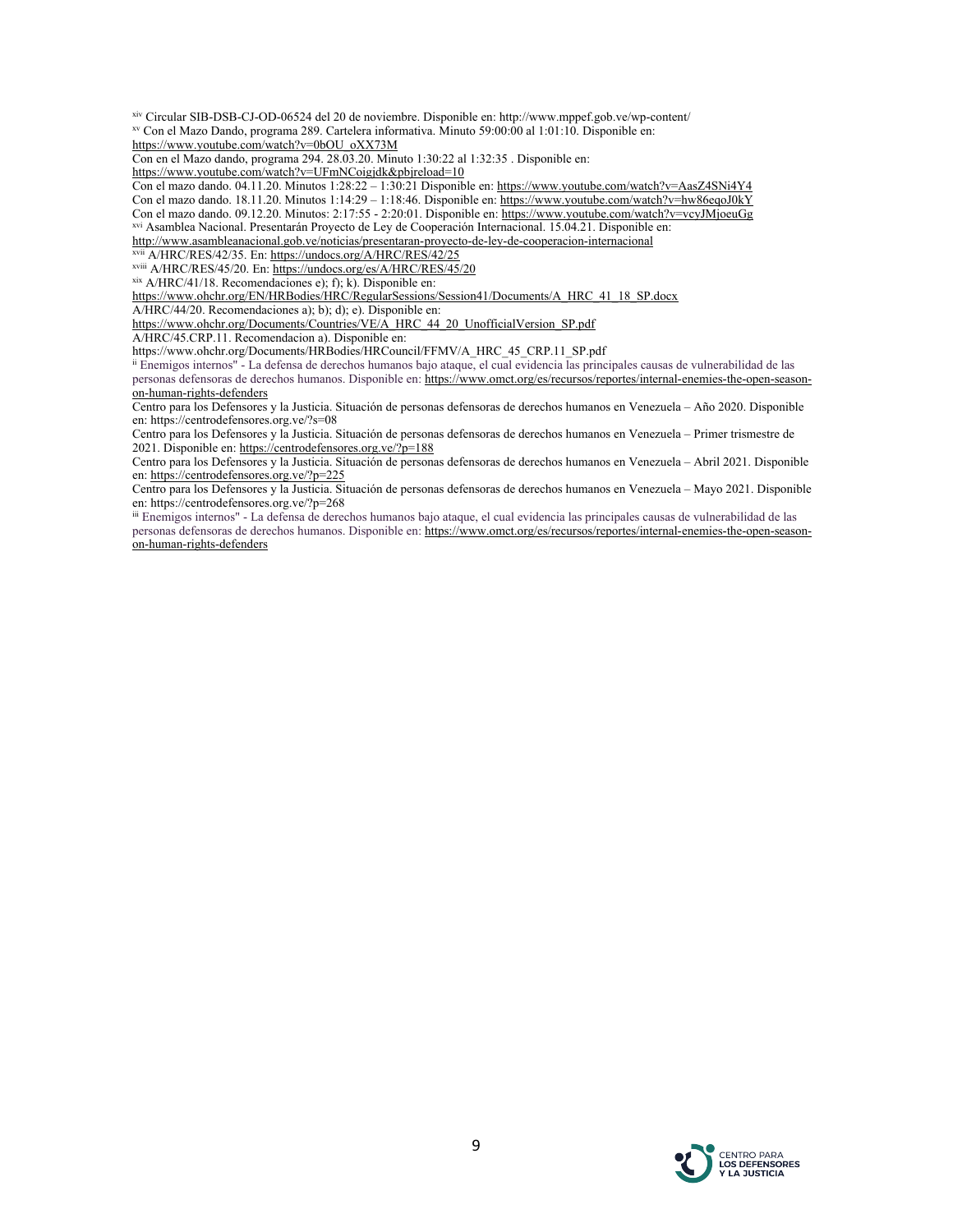[xiv] Circular SIB-DSB-CJ-OD-06524 del 20 de noviembre. Disponible en: http://www.mppef.gob.ve/wp-content/

[xv] Con el Mazo Dando, programa 289. Cartelera informativa. Minuto 59:00:00 al 1:01:10. Disponible en: https://www.youtube.com/watch?v=0bOU_oXX73M

Con en el Mazo dando, programa 294. 28.03.20. Minuto 1:30:22 al 1:32:35 . Disponible en: https://www.youtube.com/watch?v=UFmNCoigjdk&pbjreload=10

Con el mazo dando. 04.11.20. Minutos 1:28:22 – 1:30:21 Disponible en: https://www.youtube.com/watch?v=AasZ4SNi4Y4

Con el mazo dando. 18.11.20. Minutos 1:14:29 – 1:18:46. Disponible en: https://www.youtube.com/watch?v=hw86eqoJ0kY

Con el mazo dando. 09.12.20. Minutos: 2:17:55 - 2:20:01. Disponible en: https://www.youtube.com/watch?v=vcyJMjoeuGg

[xvi] Asamblea Nacional. Presentarán Proyecto de Ley de Cooperación Internacional. 15.04.21. Disponible en: http://www.asambleanacional.gob.ve/noticias/presentaran-proyecto-de-ley-de-cooperacion-internacional

[xvii] A/HRC/RES/42/35. En: https://undocs.org/A/HRC/RES/42/25

[xviii] A/HRC/RES/45/20. En: https://undocs.org/es/A/HRC/RES/45/20

[xix] A/HRC/41/18. Recomendaciones e); f); k). Disponible en: https://www.ohchr.org/EN/HRBodies/HRC/RegularSessions/Session41/Documents/A_HRC_41_18_SP.docx

A/HRC/44/20. Recomendaciones a); b); d); e). Disponible en: https://www.ohchr.org/Documents/Countries/VE/A_HRC_44_20_UnofficialVersion_SP.pdf

A/HRC/45.CRP.11. Recomendacion a). Disponible en: https://www.ohchr.org/Documents/HRBodies/HRCouncil/FFMV/A_HRC_45_CRP.11_SP.pdf

[ii] Enemigos internos" - La defensa de derechos humanos bajo ataque, el cual evidencia las principales causas de vulnerabilidad de las personas defensoras de derechos humanos. Disponible en: https://www.omct.org/es/recursos/reportes/internal-enemies-the-open-season-on-human-rights-defenders

Centro para los Defensores y la Justicia. Situación de personas defensoras de derechos humanos en Venezuela – Año 2020. Disponible en: https://centrodefensores.org.ve/?s=08

Centro para los Defensores y la Justicia. Situación de personas defensoras de derechos humanos en Venezuela – Primer trismestre de 2021. Disponible en: https://centrodefensores.org.ve/?p=188

Centro para los Defensores y la Justicia. Situación de personas defensoras de derechos humanos en Venezuela – Abril 2021. Disponible en: https://centrodefensores.org.ve/?p=225

Centro para los Defensores y la Justicia. Situación de personas defensoras de derechos humanos en Venezuela – Mayo 2021. Disponible en: https://centrodefensores.org.ve/?p=268

[iii] Enemigos internos" - La defensa de derechos humanos bajo ataque, el cual evidencia las principales causas de vulnerabilidad de las personas defensoras de derechos humanos. Disponible en: https://www.omct.org/es/recursos/reportes/internal-enemies-the-open-season-on-human-rights-defenders